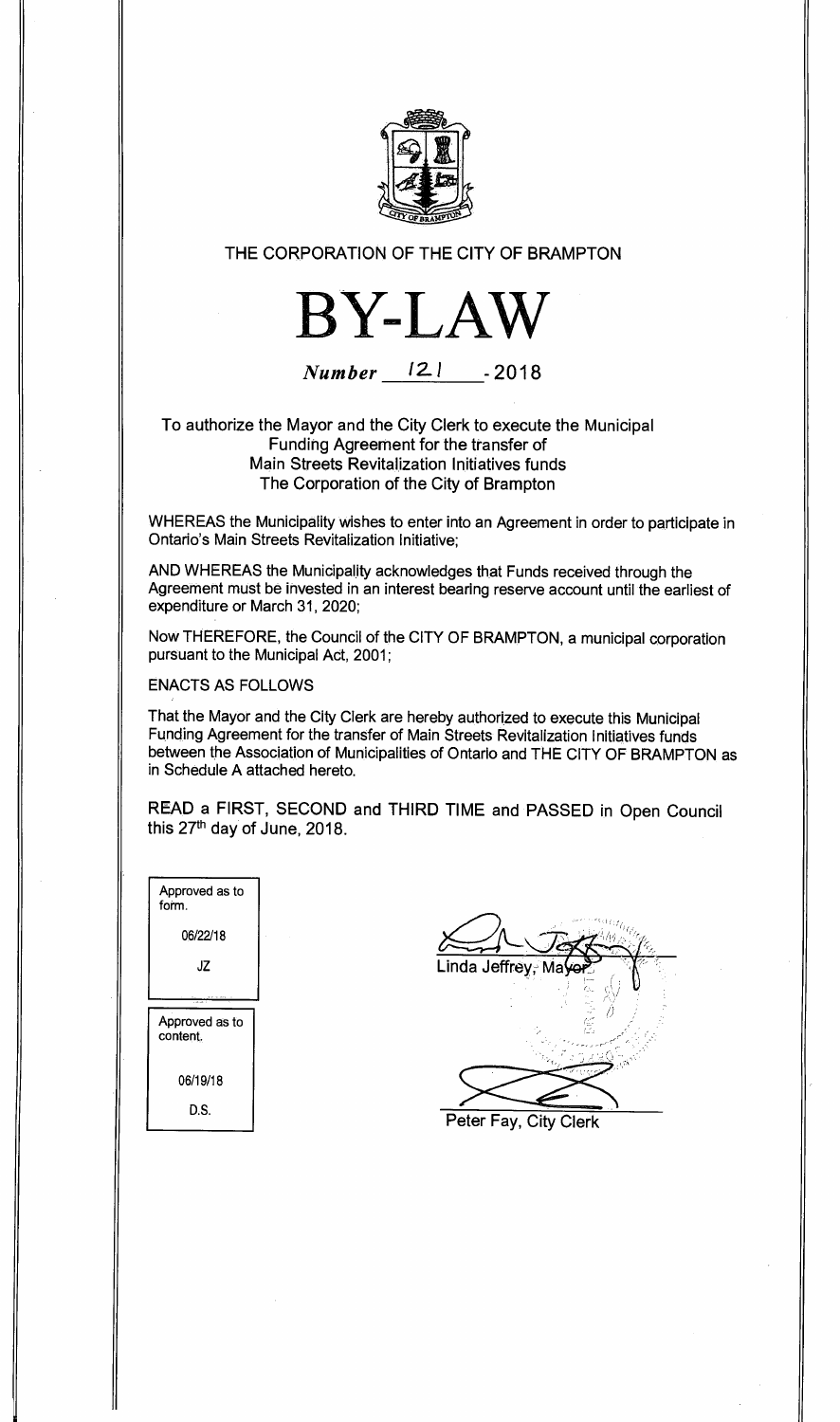THE CORPORATION OF THE CITY OF BRAMPTON

# BY-LAW

*Number* 121 - 2018

To authorize the Mayor and the City Clerk to execute the Municipal Funding Agreement for the transfer of Main Streets Revitalization Initiatives funds The Corporation of the City of Brampton

WHEREAS the Municipality wishes to enter into an Agreement in order to participate in Ontario's Main Streets Revitalization Initiative;

AND WHEREAS the Municipality acknowledges that Funds received through the Agreement must be invested in an interest bearing reserve account until the earliest of expenditure or March 31, 2020;

Now THEREFORE, the Council of the CITY OF BRAMPTON, a municipal corporation pursuant to the Municipal Act, 2001;

ENACTS AS FOLLOWS

That the Mayor and the City Clerk are hereby authorized to execute this Municipal Funding Agreement for the transfer of Main Streets Revitalization Initiatives funds between the Association of Municipalities of Ontario and THE CITY OF BRAMPTON as in Schedule A attached hereto.

READ a FIRST, SECOND and THIRD TIME and PASSED in Open Council this 27th day of June, 2018.

| Approved as to form. |
|---|
| 06/22/18 |
| JZ |

| Approved as to content. |
|---|
| 06/19/18 |
| D.S. |

Linda Jeffrey, Mayor

Peter Fay, City Clerk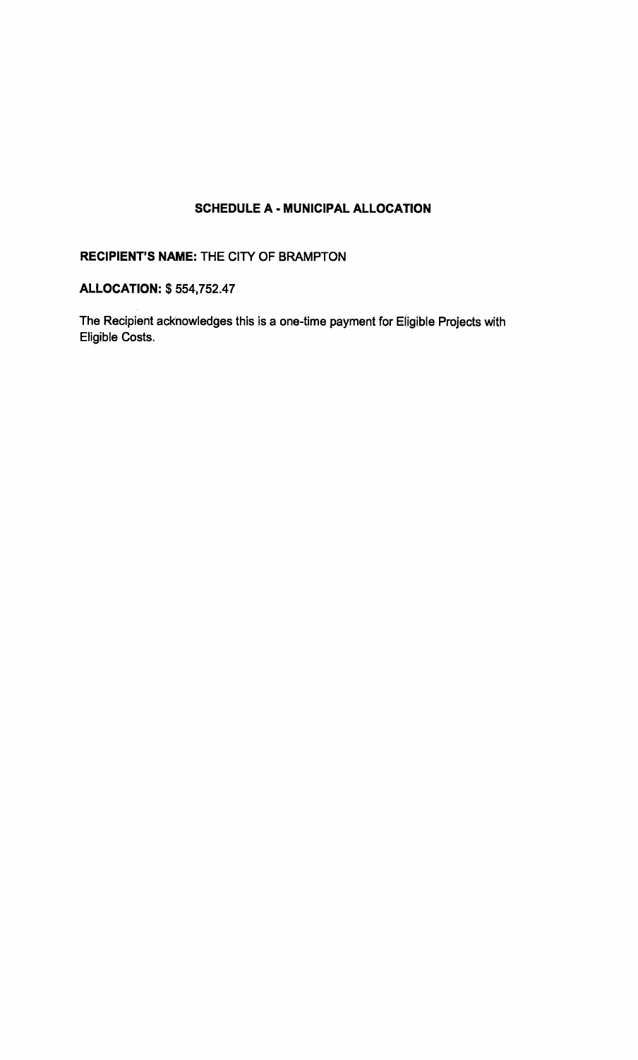## SCHEDULE A - MUNICIPAL ALLOCATION

**RECIPIENT'S NAME:** THE CITY OF BRAMPTON

**ALLOCATION:** $ 554,752.47

The Recipient acknowledges this is a one-time payment for Eligible Projects with Eligible Costs.